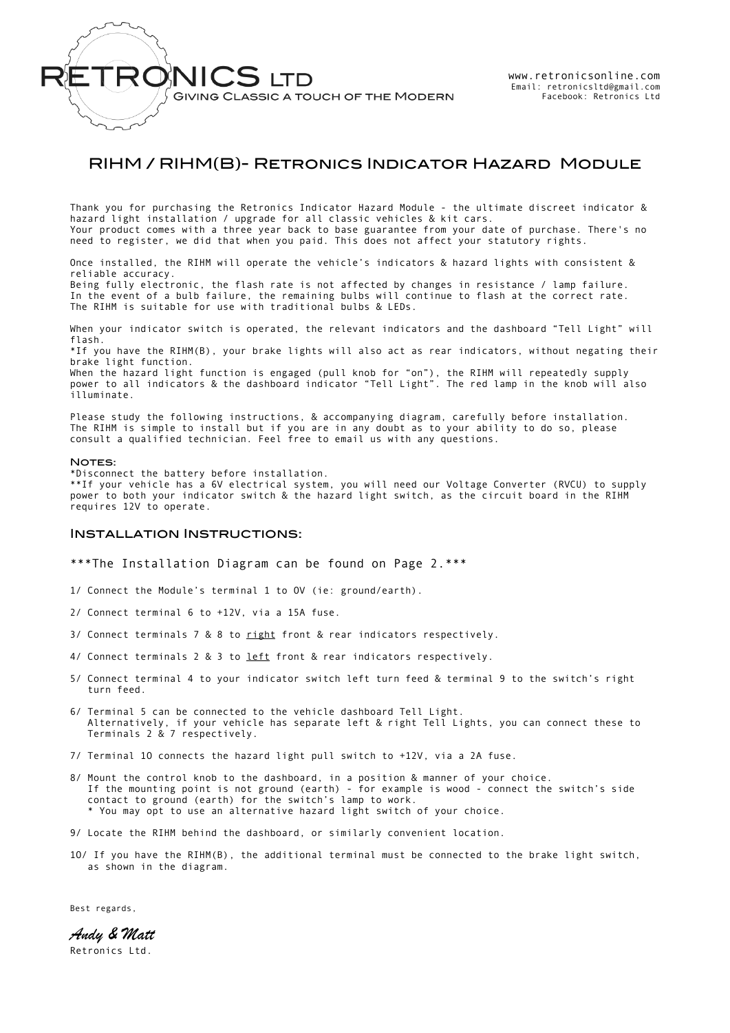RETRONICS LTD
Giving Classic a touch of the Modern

www.retronicsonline.com
Email: retronicsltd@gmail.com
Facebook: Retronics Ltd

# RIHM / RIHM(B)- Retronics Indicator Hazard Module

Thank you for purchasing the Retronics Indicator Hazard Module - the ultimate discreet indicator & hazard light installation / upgrade for all classic vehicles & kit cars.
Your product comes with a three year back to base guarantee from your date of purchase. There's no need to register, we did that when you paid. This does not affect your statutory rights.

Once installed, the RIHM will operate the vehicle's indicators & hazard lights with consistent & reliable accuracy.
Being fully electronic, the flash rate is not affected by changes in resistance / lamp failure.
In the event of a bulb failure, the remaining bulbs will continue to flash at the correct rate.
The RIHM is suitable for use with traditional bulbs & LEDs.

When your indicator switch is operated, the relevant indicators and the dashboard "Tell Light" will flash.
*If you have the RIHM(B), your brake lights will also act as rear indicators, without negating their brake light function.
When the hazard light function is engaged (pull knob for "on"), the RIHM will repeatedly supply power to all indicators & the dashboard indicator "Tell Light". The red lamp in the knob will also illuminate.

Please study the following instructions, & accompanying diagram, carefully before installation.
The RIHM is simple to install but if you are in any doubt as to your ability to do so, please consult a qualified technician. Feel free to email us with any questions.

### Notes:

*Disconnect the battery before installation.
**If your vehicle has a 6V electrical system, you will need our Voltage Converter (RVCU) to supply power to both your indicator switch & the hazard light switch, as the circuit board in the RIHM requires 12V to operate.

## Installation Instructions:

***The Installation Diagram can be found on Page 2.***

1/ Connect the Module's terminal 1 to 0V (ie: ground/earth).

2/ Connect terminal 6 to +12V, via a 15A fuse.

3/ Connect terminals 7 & 8 to <u>right</u> front & rear indicators respectively.

4/ Connect terminals 2 & 3 to <u>left</u> front & rear indicators respectively.

5/ Connect terminal 4 to your indicator switch left turn feed & terminal 9 to the switch's right turn feed.

6/ Terminal 5 can be connected to the vehicle dashboard Tell Light.
Alternatively, if your vehicle has separate left & right Tell Lights, you can connect these to Terminals 2 & 7 respectively.

7/ Terminal 10 connects the hazard light pull switch to +12V, via a 2A fuse.

8/ Mount the control knob to the dashboard, in a position & manner of your choice.
If the mounting point is not ground (earth) - for example is wood - connect the switch's side contact to ground (earth) for the switch's lamp to work.
* You may opt to use an alternative hazard light switch of your choice.

9/ Locate the RIHM behind the dashboard, or similarly convenient location.

10/ If you have the RIHM(B), the additional terminal must be connected to the brake light switch, as shown in the diagram.

Best regards,

*Andy & Matt*
Retronics Ltd.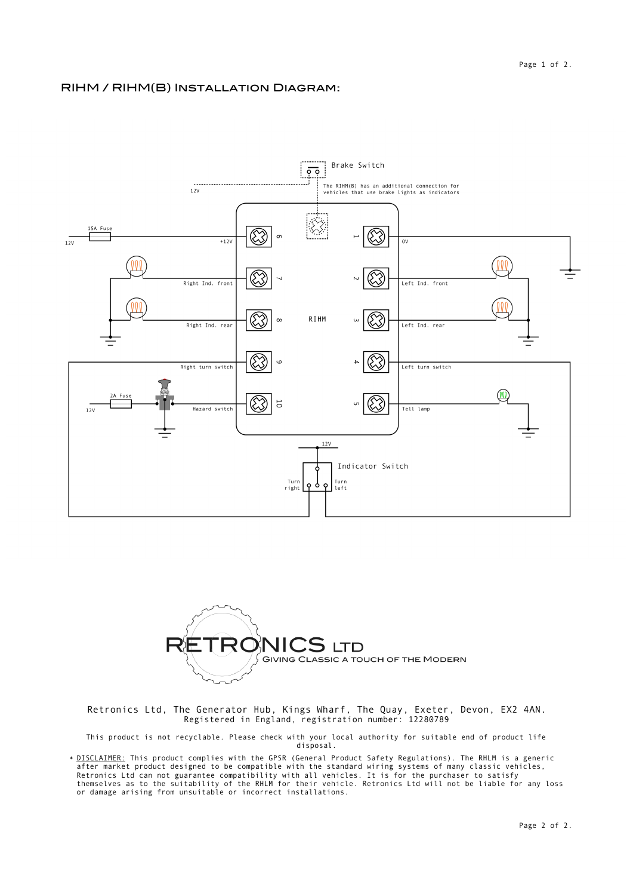## RIHM / RIHM(B) Installation Diagram:

Brake Switch

12V

The RIHM(B) has an additional connection for vehicles that use brake lights as indicators

15A Fuse

12V

+12V

6

1

0V

Right Ind. front

7

2

Left Ind. front

Right Ind. rear

8

RIHM

3

Left Ind. rear

Right turn switch

9

4

Left turn switch

2A Fuse

12V

Hazard switch

10

5

Tell lamp

12V

Indicator Switch

Turn right

Turn left

RETRONICS LTD

Giving Classic a touch of the Modern

Retronics Ltd, The Generator Hub, Kings Wharf, The Quay, Exeter, Devon, EX2 4AN.
Registered in England, registration number: 12280789

This product is not recyclable. Please check with your local authority for suitable end of product life disposal.

* DISCLAIMER: This product complies with the GPSR (General Product Safety Regulations). The RHLM is a generic after market product designed to be compatible with the standard wiring systems of many classic vehicles, Retronics Ltd can not guarantee compatibility with all vehicles. It is for the purchaser to satisfy themselves as to the suitability of the RHLM for their vehicle. Retronics Ltd will not be liable for any loss or damage arising from unsuitable or incorrect installations.